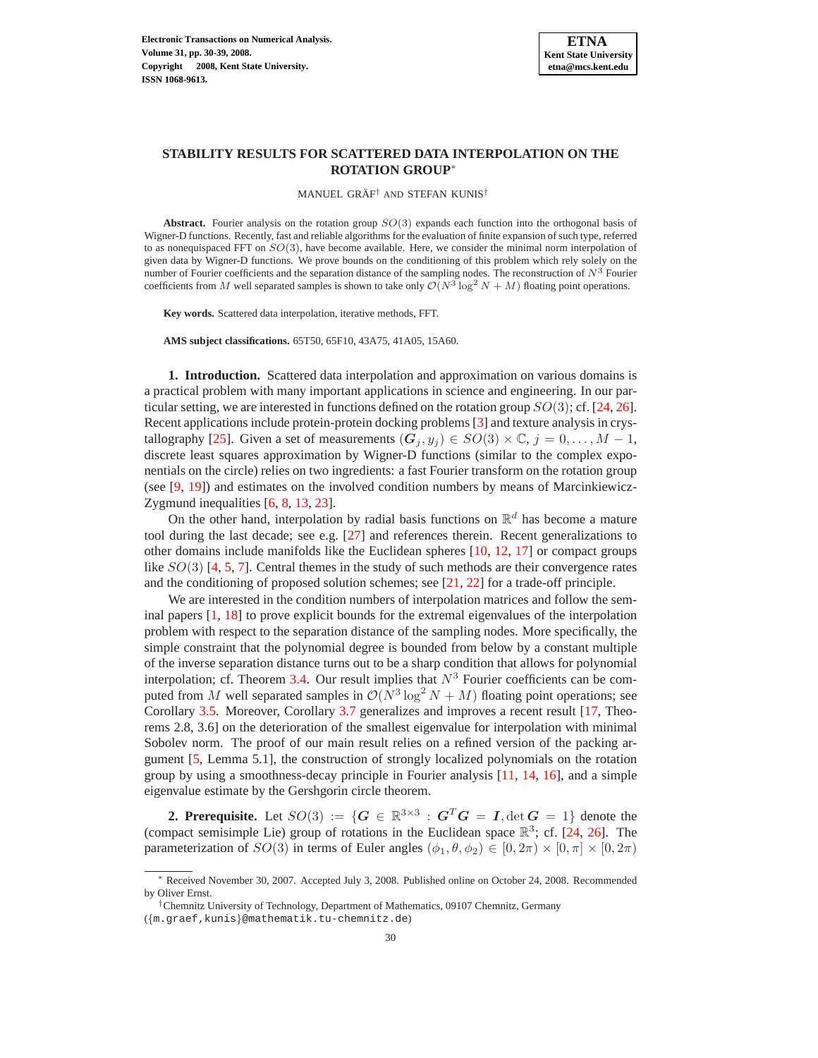# STABILITY RESULTS FOR SCATTERED DATA INTERPOLATION ON THE ROTATION GROUP*

MANUEL GRÄF† AND STEFAN KUNIS†

**Abstract.** Fourier analysis on the rotation group $SO(3)$ expands each function into the orthogonal basis of Wigner-D functions. Recently, fast and reliable algorithms for the evaluation of finite expansion of such type, referred to as nonequispaced FFT on $SO(3)$, have become available. Here, we consider the minimal norm interpolation of given data by Wigner-D functions. We prove bounds on the conditioning of this problem which rely solely on the number of Fourier coefficients and the separation distance of the sampling nodes. The reconstruction of $N^3$ Fourier coefficients from $M$ well separated samples is shown to take only $\mathcal{O}(N^3 \log^2 N + M)$ floating point operations.

**Key words.** Scattered data interpolation, iterative methods, FFT.

**AMS subject classifications.** 65T50, 65F10, 43A75, 41A05, 15A60.

**1. Introduction.** Scattered data interpolation and approximation on various domains is a practical problem with many important applications in science and engineering. In our particular setting, we are interested in functions defined on the rotation group $SO(3)$; cf. [24, 26]. Recent applications include protein-protein docking problems [3] and texture analysis in crystallography [25]. Given a set of measurements $(\boldsymbol{G}_j, y_j) \in SO(3) \times \mathbb{C}$, $j = 0, \ldots, M-1$, discrete least squares approximation by Wigner-D functions (similar to the complex exponentials on the circle) relies on two ingredients: a fast Fourier transform on the rotation group (see [9, 19]) and estimates on the involved condition numbers by means of Marcinkiewicz-Zygmund inequalities [6, 8, 13, 23].

On the other hand, interpolation by radial basis functions on $\mathbb{R}^d$ has become a mature tool during the last decade; see e.g. [27] and references therein. Recent generalizations to other domains include manifolds like the Euclidean spheres [10, 12, 17] or compact groups like $SO(3)$ [4, 5, 7]. Central themes in the study of such methods are their convergence rates and the conditioning of proposed solution schemes; see [21, 22] for a trade-off principle.

We are interested in the condition numbers of interpolation matrices and follow the seminal papers [1, 18] to prove explicit bounds for the extremal eigenvalues of the interpolation problem with respect to the separation distance of the sampling nodes. More specifically, the simple constraint that the polynomial degree is bounded from below by a constant multiple of the inverse separation distance turns out to be a sharp condition that allows for polynomial interpolation; cf. Theorem 3.4. Our result implies that $N^3$ Fourier coefficients can be computed from $M$ well separated samples in $\mathcal{O}(N^3 \log^2 N + M)$ floating point operations; see Corollary 3.5. Moreover, Corollary 3.7 generalizes and improves a recent result [17, Theorems 2.8, 3.6] on the deterioration of the smallest eigenvalue for interpolation with minimal Sobolev norm. The proof of our main result relies on a refined version of the packing argument [5, Lemma 5.1], the construction of strongly localized polynomials on the rotation group by using a smoothness-decay principle in Fourier analysis [11, 14, 16], and a simple eigenvalue estimate by the Gershgorin circle theorem.

**2. Prerequisite.** Let $SO(3) := \{\boldsymbol{G} \in \mathbb{R}^{3\times 3} : \boldsymbol{G}^T\boldsymbol{G} = \boldsymbol{I}, \det \boldsymbol{G} = 1\}$ denote the (compact semisimple Lie) group of rotations in the Euclidean space $\mathbb{R}^3$; cf. [24, 26]. The parameterization of $SO(3)$ in terms of Euler angles $(\phi_1, \theta, \phi_2) \in [0, 2\pi) \times [0, \pi] \times [0, 2\pi)$

---

* Received November 30, 2007. Accepted July 3, 2008. Published online on October 24, 2008. Recommended by Oliver Ernst.

† Chemnitz University of Technology, Department of Mathematics, 09107 Chemnitz, Germany ({m.graef,kunis}@mathematik.tu-chemnitz.de)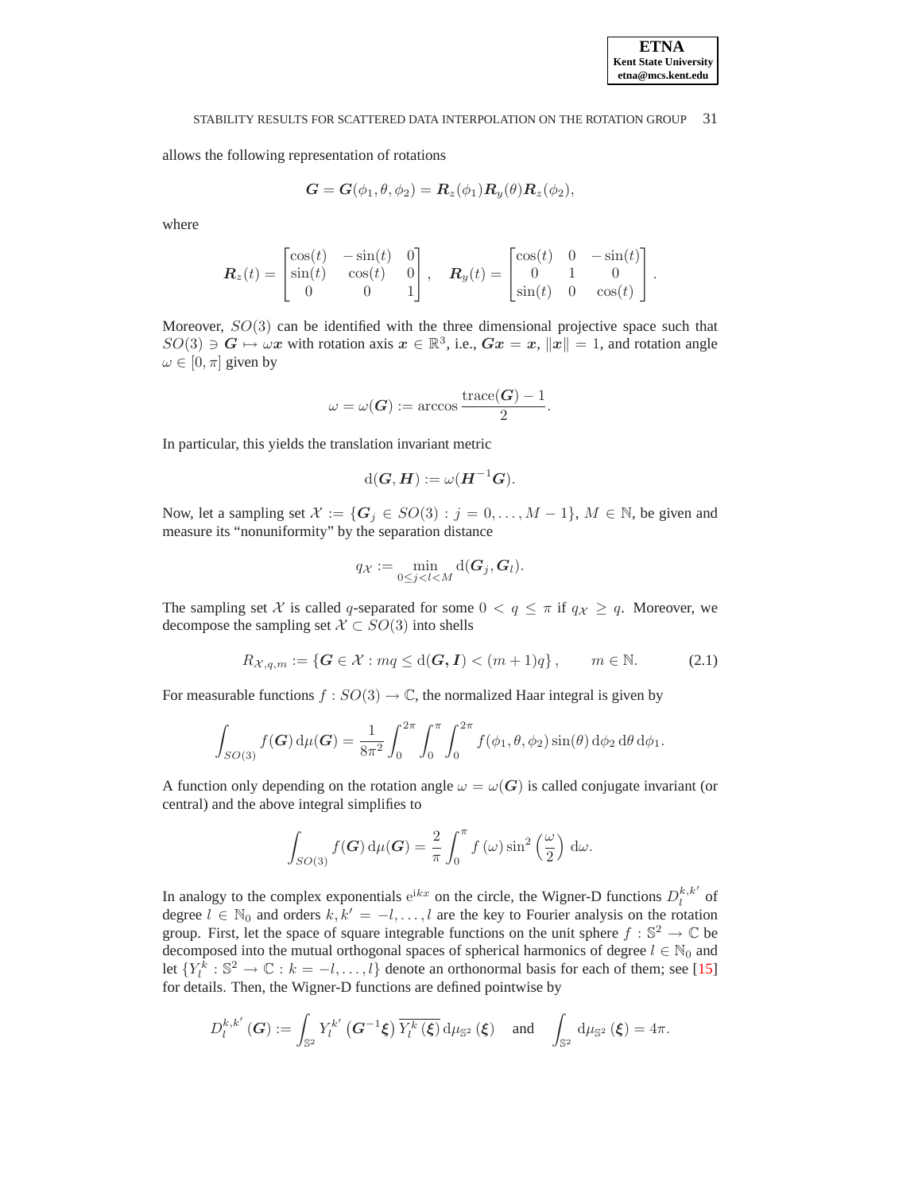allows the following representation of rotations

$$\boldsymbol{G} = \boldsymbol{G}(\phi_1, \theta, \phi_2) = \boldsymbol{R}_z(\phi_1)\boldsymbol{R}_y(\theta)\boldsymbol{R}_z(\phi_2),$$

where

$$\boldsymbol{R}_z(t) = \begin{bmatrix} \cos(t) & -\sin(t) & 0 \\ \sin(t) & \cos(t) & 0 \\ 0 & 0 & 1 \end{bmatrix}, \quad \boldsymbol{R}_y(t) = \begin{bmatrix} \cos(t) & 0 & -\sin(t) \\ 0 & 1 & 0 \\ \sin(t) & 0 & \cos(t) \end{bmatrix}.$$

Moreover, $SO(3)$ can be identified with the three dimensional projective space such that $SO(3) \ni \boldsymbol{G} \mapsto \omega \boldsymbol{x}$ with rotation axis $\boldsymbol{x} \in \mathbb{R}^3$, i.e., $\boldsymbol{G}\boldsymbol{x} = \boldsymbol{x}$, $\|\boldsymbol{x}\| = 1$, and rotation angle $\omega \in [0, \pi]$ given by

$$\omega = \omega(\boldsymbol{G}) := \arccos \frac{\operatorname{trace}(\boldsymbol{G}) - 1}{2}.$$

In particular, this yields the translation invariant metric

$$\mathrm{d}(\boldsymbol{G}, \boldsymbol{H}) := \omega(\boldsymbol{H}^{-1}\boldsymbol{G}).$$

Now, let a sampling set $\mathcal{X} := \{\boldsymbol{G}_j \in SO(3) : j = 0, \ldots, M-1\}$, $M \in \mathbb{N}$, be given and measure its "nonuniformity" by the separation distance

$$q_{\mathcal{X}} := \min_{0 \le j < l < M} \mathrm{d}(\boldsymbol{G}_j, \boldsymbol{G}_l).$$

The sampling set $\mathcal{X}$ is called $q$-separated for some $0 < q \le \pi$ if $q_{\mathcal{X}} \ge q$. Moreover, we decompose the sampling set $\mathcal{X} \subset SO(3)$ into shells

$$R_{\mathcal{X},q,m} := \{\boldsymbol{G} \in \mathcal{X} : mq \le \mathrm{d}(\boldsymbol{G}, \boldsymbol{I}) < (m+1)q\}, \qquad m \in \mathbb{N}. \tag{2.1}$$

For measurable functions $f : SO(3) \to \mathbb{C}$, the normalized Haar integral is given by

$$\int_{SO(3)} f(\boldsymbol{G})\, \mathrm{d}\mu(\boldsymbol{G}) = \frac{1}{8\pi^2} \int_0^{2\pi} \int_0^{\pi} \int_0^{2\pi} f(\phi_1, \theta, \phi_2) \sin(\theta)\, \mathrm{d}\phi_2\, \mathrm{d}\theta\, \mathrm{d}\phi_1.$$

A function only depending on the rotation angle $\omega = \omega(\boldsymbol{G})$ is called conjugate invariant (or central) and the above integral simplifies to

$$\int_{SO(3)} f(\boldsymbol{G})\, \mathrm{d}\mu(\boldsymbol{G}) = \frac{2}{\pi} \int_0^{\pi} f(\omega) \sin^2\left(\frac{\omega}{2}\right) \mathrm{d}\omega.$$

In analogy to the complex exponentials $\mathrm{e}^{\mathrm{i}kx}$ on the circle, the Wigner-D functions $D_l^{k,k'}$ of degree $l \in \mathbb{N}_0$ and orders $k, k' = -l, \ldots, l$ are the key to Fourier analysis on the rotation group. First, let the space of square integrable functions on the unit sphere $f : \mathbb{S}^2 \to \mathbb{C}$ be decomposed into the mutual orthogonal spaces of spherical harmonics of degree $l \in \mathbb{N}_0$ and let $\{Y_l^k : \mathbb{S}^2 \to \mathbb{C} : k = -l, \ldots, l\}$ denote an orthonormal basis for each of them; see [15] for details. Then, the Wigner-D functions are defined pointwise by

$$D_l^{k,k'}(\boldsymbol{G}) := \int_{\mathbb{S}^2} Y_l^{k'}\left(\boldsymbol{G}^{-1}\boldsymbol{\xi}\right) \overline{Y_l^k(\boldsymbol{\xi})}\, \mathrm{d}\mu_{\mathbb{S}^2}(\boldsymbol{\xi}) \quad \text{and} \quad \int_{\mathbb{S}^2} \mathrm{d}\mu_{\mathbb{S}^2}(\boldsymbol{\xi}) = 4\pi.$$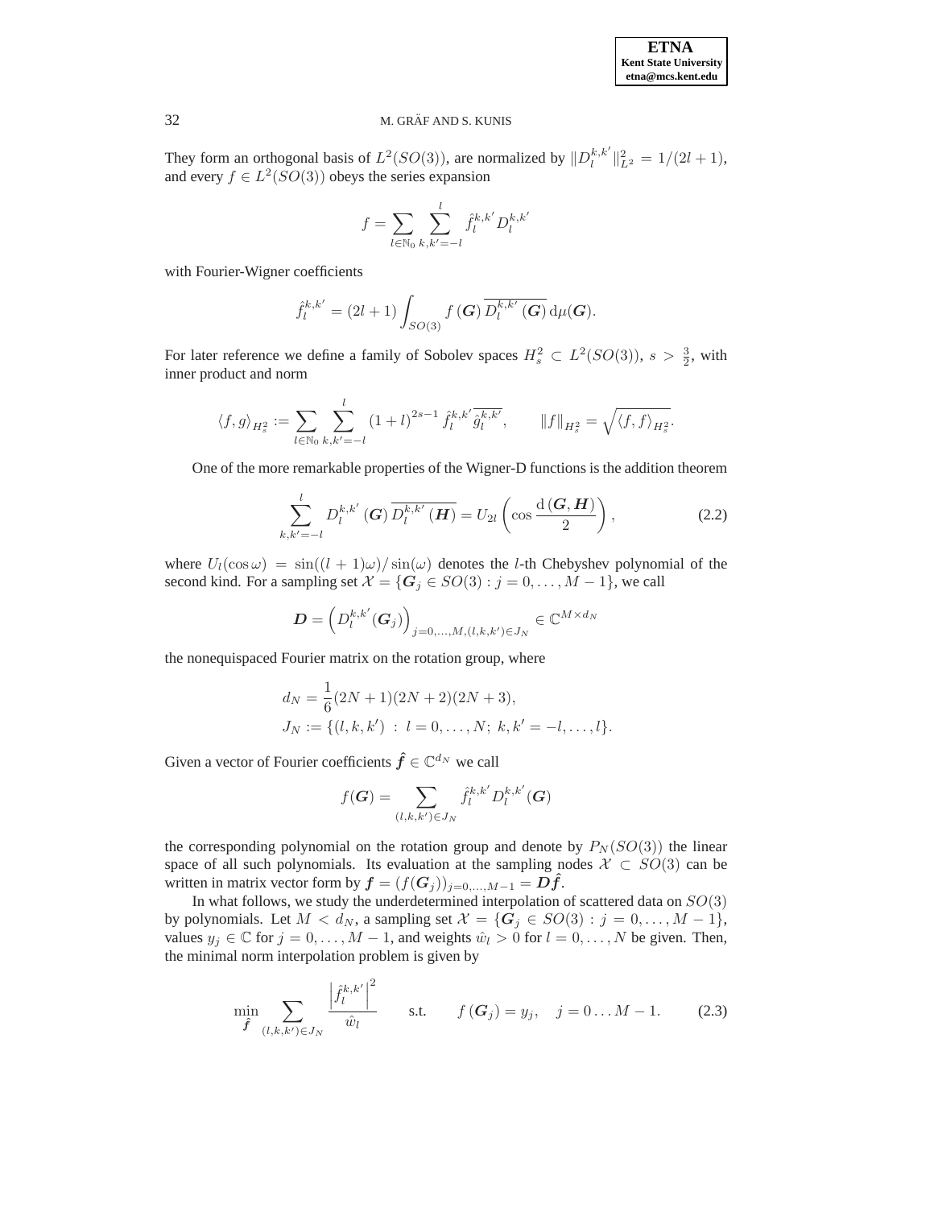They form an orthogonal basis of $L^2(SO(3))$, are normalized by $\|D_l^{k,k'}\|_{L^2}^2 = 1/(2l+1)$, and every $f \in L^2(SO(3))$ obeys the series expansion

$$f = \sum_{l \in \mathbb{N}_0} \sum_{k,k'=-l}^{l} \hat{f}_l^{k,k'} D_l^{k,k'}$$

with Fourier-Wigner coefficients

$$\hat{f}_l^{k,k'} = (2l+1) \int_{SO(3)} f(\boldsymbol{G}) \, \overline{D_l^{k,k'}(\boldsymbol{G})} \, \mathrm{d}\mu(\boldsymbol{G}).$$

For later reference we define a family of Sobolev spaces $H_s^2 \subset L^2(SO(3))$, $s > \frac{3}{2}$, with inner product and norm

$$\langle f, g \rangle_{H_s^2} := \sum_{l \in \mathbb{N}_0} \sum_{k,k'=-l}^{l} (1+l)^{2s-1} \hat{f}_l^{k,k'} \overline{\hat{g}_l^{k,k'}}, \qquad \|f\|_{H_s^2} = \sqrt{\langle f, f \rangle_{H_s^2}}.$$

One of the more remarkable properties of the Wigner-D functions is the addition theorem

$$\sum_{k,k'=-l}^{l} D_l^{k,k'}(\boldsymbol{G}) \, \overline{D_l^{k,k'}(\boldsymbol{H})} = U_{2l}\left(\cos \frac{\mathrm{d}(\boldsymbol{G}, \boldsymbol{H})}{2}\right), \tag{2.2}$$

where $U_l(\cos\omega) = \sin((l+1)\omega)/\sin(\omega)$ denotes the $l$-th Chebyshev polynomial of the second kind. For a sampling set $\mathcal{X} = \{\boldsymbol{G}_j \in SO(3) : j = 0, \ldots, M-1\}$, we call

$$\boldsymbol{D} = \left(D_l^{k,k'}(\boldsymbol{G}_j)\right)_{j=0,\ldots,M, (l,k,k') \in J_N} \in \mathbb{C}^{M \times d_N}$$

the nonequispaced Fourier matrix on the rotation group, where

$$d_N = \frac{1}{6}(2N+1)(2N+2)(2N+3),$$
$$J_N := \{(l,k,k') \, : \, l = 0, \ldots, N; \; k, k' = -l, \ldots, l\}.$$

Given a vector of Fourier coefficients $\hat{\boldsymbol{f}} \in \mathbb{C}^{d_N}$ we call

$$f(\boldsymbol{G}) = \sum_{(l,k,k') \in J_N} \hat{f}_l^{k,k'} D_l^{k,k'}(\boldsymbol{G})$$

the corresponding polynomial on the rotation group and denote by $P_N(SO(3))$ the linear space of all such polynomials. Its evaluation at the sampling nodes $\mathcal{X} \subset SO(3)$ can be written in matrix vector form by $\boldsymbol{f} = (f(\boldsymbol{G}_j))_{j=0,\ldots,M-1} = \boldsymbol{D}\hat{\boldsymbol{f}}$.

In what follows, we study the underdetermined interpolation of scattered data on $SO(3)$ by polynomials. Let $M < d_N$, a sampling set $\mathcal{X} = \{\boldsymbol{G}_j \in SO(3) : j = 0, \ldots, M-1\}$, values $y_j \in \mathbb{C}$ for $j = 0, \ldots, M-1$, and weights $\hat{w}_l > 0$ for $l = 0, \ldots, N$ be given. Then, the minimal norm interpolation problem is given by

$$\min_{\hat{\boldsymbol{f}}} \sum_{(l,k,k') \in J_N} \frac{\left|\hat{f}_l^{k,k'}\right|^2}{\hat{w}_l} \qquad \text{s.t.} \qquad f(\boldsymbol{G}_j) = y_j, \quad j = 0 \ldots M-1. \tag{2.3}$$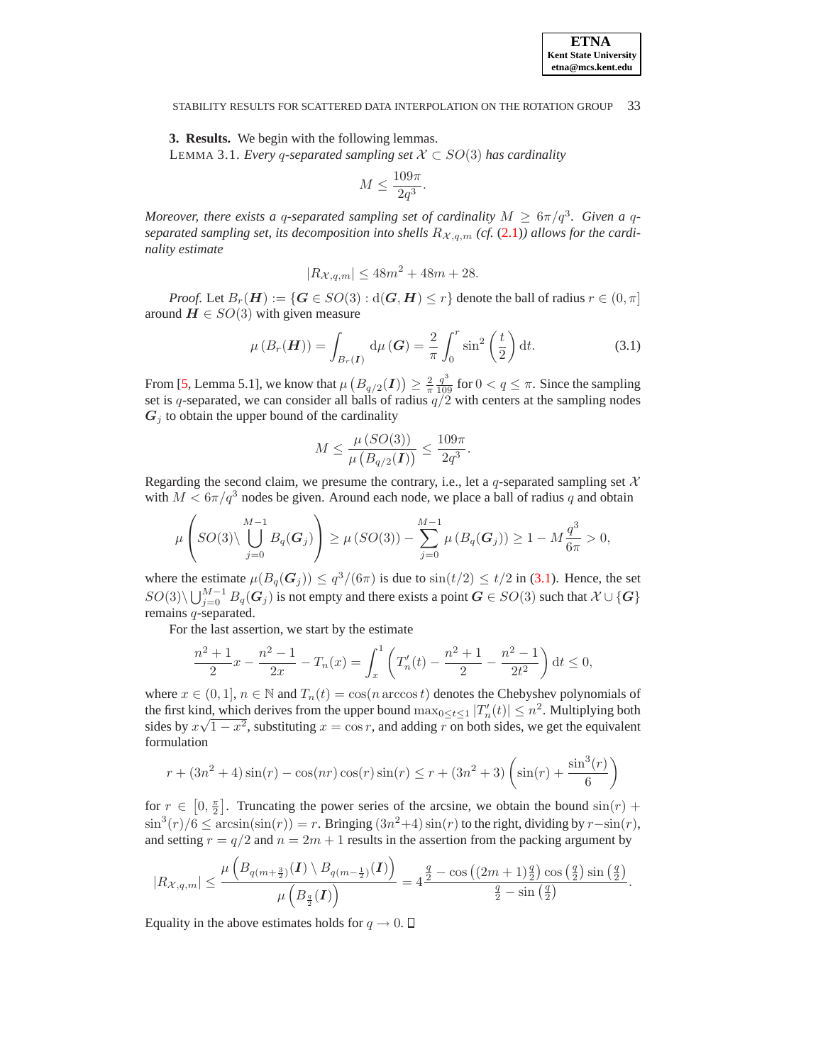## 3. Results.

We begin with the following lemmas.

LEMMA 3.1. *Every $q$-separated sampling set $\mathcal{X} \subset SO(3)$ has cardinality*

$$M \leq \frac{109\pi}{2q^3}.$$

*Moreover, there exists a $q$-separated sampling set of cardinality $M \geq 6\pi/q^3$. Given a $q$-separated sampling set, its decomposition into shells $R_{\mathcal{X},q,m}$ (cf. (2.1)) allows for the cardinality estimate*

$$|R_{\mathcal{X},q,m}| \leq 48m^2 + 48m + 28.$$

*Proof.* Let $B_r(\boldsymbol{H}) := \{\boldsymbol{G} \in SO(3) : \mathrm{d}(\boldsymbol{G}, \boldsymbol{H}) \leq r\}$ denote the ball of radius $r \in (0, \pi]$ around $\boldsymbol{H} \in SO(3)$ with given measure

$$\mu\left(B_r(\boldsymbol{H})\right) = \int_{B_r(\boldsymbol{I})} \mathrm{d}\mu\left(\boldsymbol{G}\right) = \frac{2}{\pi}\int_0^r \sin^2\left(\frac{t}{2}\right)\mathrm{d}t. \tag{3.1}$$

From [5, Lemma 5.1], we know that $\mu\left(B_{q/2}(\boldsymbol{I})\right) \geq \frac{2}{\pi}\frac{q^3}{109}$ for $0 < q \leq \pi$. Since the sampling set is $q$-separated, we can consider all balls of radius $q/2$ with centers at the sampling nodes $\boldsymbol{G}_j$ to obtain the upper bound of the cardinality

$$M \leq \frac{\mu\left(SO(3)\right)}{\mu\left(B_{q/2}(\boldsymbol{I})\right)} \leq \frac{109\pi}{2q^3}.$$

Regarding the second claim, we presume the contrary, i.e., let a $q$-separated sampling set $\mathcal{X}$ with $M < 6\pi/q^3$ nodes be given. Around each node, we place a ball of radius $q$ and obtain

$$\mu\left(SO(3)\setminus\bigcup_{j=0}^{M-1} B_q(\boldsymbol{G}_j)\right) \geq \mu\left(SO(3)\right) - \sum_{j=0}^{M-1}\mu\left(B_q(\boldsymbol{G}_j)\right) \geq 1 - M\frac{q^3}{6\pi} > 0,$$

where the estimate $\mu(B_q(\boldsymbol{G}_j)) \leq q^3/(6\pi)$ is due to $\sin(t/2) \leq t/2$ in (3.1). Hence, the set $SO(3)\setminus\bigcup_{j=0}^{M-1} B_q(\boldsymbol{G}_j)$ is not empty and there exists a point $\boldsymbol{G} \in SO(3)$ such that $\mathcal{X} \cup \{\boldsymbol{G}\}$ remains $q$-separated.

For the last assertion, we start by the estimate

$$\frac{n^2+1}{2}x - \frac{n^2-1}{2x} - T_n(x) = \int_x^1 \left(T_n'(t) - \frac{n^2+1}{2} - \frac{n^2-1}{2t^2}\right)\mathrm{d}t \leq 0,$$

where $x \in (0, 1]$, $n \in \mathbb{N}$ and $T_n(t) = \cos(n \arccos t)$ denotes the Chebyshev polynomials of the first kind, which derives from the upper bound $\max_{0\leq t\leq 1}|T_n'(t)| \leq n^2$. Multiplying both sides by $x\sqrt{1-x^2}$, substituting $x = \cos r$, and adding $r$ on both sides, we get the equivalent formulation

$$r + (3n^2+4)\sin(r) - \cos(nr)\cos(r)\sin(r) \leq r + (3n^2+3)\left(\sin(r) + \frac{\sin^3(r)}{6}\right)$$

for $r \in \left[0, \frac{\pi}{2}\right]$. Truncating the power series of the arcsine, we obtain the bound $\sin(r) + \sin^3(r)/6 \leq \arcsin(\sin(r)) = r$. Bringing $(3n^2+4)\sin(r)$ to the right, dividing by $r - \sin(r)$, and setting $r = q/2$ and $n = 2m+1$ results in the assertion from the packing argument by

$$|R_{\mathcal{X},q,m}| \leq \frac{\mu\left(B_{q(m+\frac{3}{2})}(\boldsymbol{I}) \setminus B_{q(m-\frac{1}{2})}(\boldsymbol{I})\right)}{\mu\left(B_{\frac{q}{2}}(\boldsymbol{I})\right)} = 4\frac{\frac{q}{2} - \cos\left((2m+1)\frac{q}{2}\right)\cos\left(\frac{q}{2}\right)\sin\left(\frac{q}{2}\right)}{\frac{q}{2} - \sin\left(\frac{q}{2}\right)}.$$

Equality in the above estimates holds for $q \to 0$. $\square$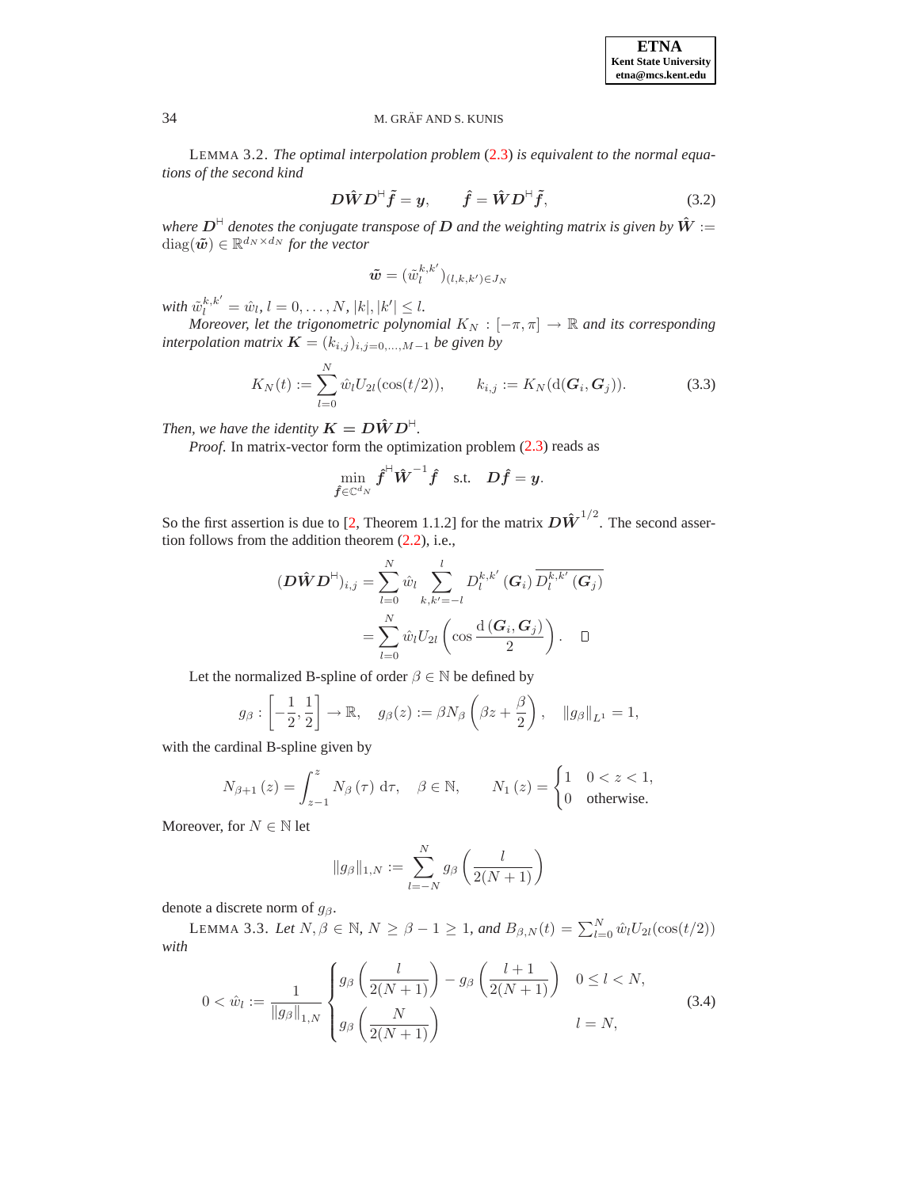LEMMA 3.2. *The optimal interpolation problem (2.3) is equivalent to the normal equations of the second kind*

$$\boldsymbol{D}\hat{\boldsymbol{W}}\boldsymbol{D}^{\mathsf{H}}\tilde{\boldsymbol{f}} = \boldsymbol{y}, \qquad \hat{\boldsymbol{f}} = \hat{\boldsymbol{W}}\boldsymbol{D}^{\mathsf{H}}\tilde{\boldsymbol{f}}, \tag{3.2}$$

*where $\boldsymbol{D}^{\mathsf{H}}$ denotes the conjugate transpose of $\boldsymbol{D}$ and the weighting matrix is given by $\hat{\boldsymbol{W}} := \operatorname{diag}(\tilde{\boldsymbol{w}}) \in \mathbb{R}^{d_N \times d_N}$ for the vector*

$$\tilde{\boldsymbol{w}} = (\tilde{w}_l^{k,k'})_{(l,k,k') \in J_N}$$

*with $\tilde{w}_l^{k,k'} = \hat{w}_l$, $l = 0, \ldots, N$, $|k|, |k'| \le l$.*

*Moreover, let the trigonometric polynomial $K_N : [-\pi, \pi] \to \mathbb{R}$ and its corresponding interpolation matrix $\boldsymbol{K} = (k_{i,j})_{i,j=0,\ldots,M-1}$ be given by*

$$K_N(t) := \sum_{l=0}^{N} \hat{w}_l U_{2l}(\cos(t/2)), \qquad k_{i,j} := K_N(\mathrm{d}(\boldsymbol{G}_i, \boldsymbol{G}_j)). \tag{3.3}$$

*Then, we have the identity $\boldsymbol{K} = \boldsymbol{D}\hat{\boldsymbol{W}}\boldsymbol{D}^{\mathsf{H}}$.*

*Proof.* In matrix-vector form the optimization problem (2.3) reads as

$$\min_{\hat{\boldsymbol{f}} \in \mathbb{C}^{d_N}} \hat{\boldsymbol{f}}^{\mathsf{H}} \hat{\boldsymbol{W}}^{-1} \hat{\boldsymbol{f}} \quad \text{s.t.} \quad \boldsymbol{D}\hat{\boldsymbol{f}} = \boldsymbol{y}.$$

So the first assertion is due to [2, Theorem 1.1.2] for the matrix $\boldsymbol{D}\hat{\boldsymbol{W}}^{1/2}$. The second assertion follows from the addition theorem (2.2), i.e.,

$$\begin{aligned}
(\boldsymbol{D}\hat{\boldsymbol{W}}\boldsymbol{D}^{\mathsf{H}})_{i,j} &= \sum_{l=0}^{N} \hat{w}_l \sum_{k,k'=-l}^{l} D_l^{k,k'}(\boldsymbol{G}_i) \overline{D_l^{k,k'}(\boldsymbol{G}_j)} \\
&= \sum_{l=0}^{N} \hat{w}_l U_{2l}\left(\cos\frac{\mathrm{d}(\boldsymbol{G}_i, \boldsymbol{G}_j)}{2}\right). \qquad \square
\end{aligned}$$

Let the normalized B-spline of order $\beta \in \mathbb{N}$ be defined by

$$g_\beta : \left[-\frac{1}{2}, \frac{1}{2}\right] \to \mathbb{R}, \quad g_\beta(z) := \beta N_\beta\left(\beta z + \frac{\beta}{2}\right), \quad \|g_\beta\|_{L^1} = 1,$$

with the cardinal B-spline given by

$$N_{\beta+1}(z) = \int_{z-1}^{z} N_\beta(\tau)\, \mathrm{d}\tau, \quad \beta \in \mathbb{N}, \qquad N_1(z) = \begin{cases} 1 & 0 < z < 1, \\ 0 & \text{otherwise.} \end{cases}$$

Moreover, for $N \in \mathbb{N}$ let

$$\|g_\beta\|_{1,N} := \sum_{l=-N}^{N} g_\beta\left(\frac{l}{2(N+1)}\right)$$

denote a discrete norm of $g_\beta$.

LEMMA 3.3. *Let $N, \beta \in \mathbb{N}$, $N \ge \beta - 1 \ge 1$, and $B_{\beta,N}(t) = \sum_{l=0}^{N} \hat{w}_l U_{2l}(\cos(t/2))$ with*

$$0 < \hat{w}_l := \frac{1}{\|g_\beta\|_{1,N}} \begin{cases} g_\beta\left(\dfrac{l}{2(N+1)}\right) - g_\beta\left(\dfrac{l+1}{2(N+1)}\right) & 0 \le l < N, \\[2ex] g_\beta\left(\dfrac{N}{2(N+1)}\right) & l = N, \end{cases} \tag{3.4}$$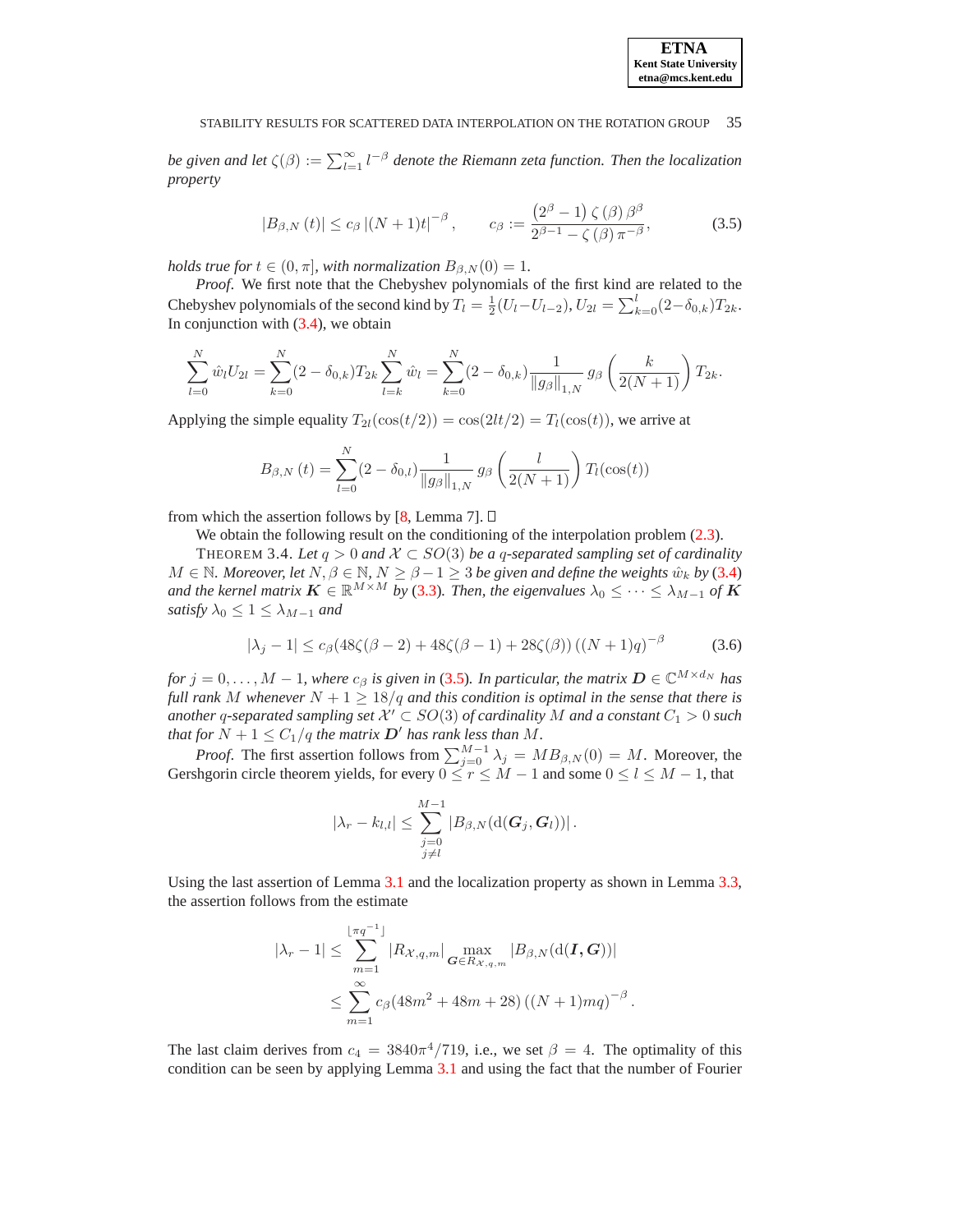*be given and let* $\zeta(\beta) := \sum_{l=1}^{\infty} l^{-\beta}$ *denote the Riemann zeta function. Then the localization property*

$$|B_{\beta,N}(t)| \leq c_\beta \left|(N+1)t\right|^{-\beta}, \qquad c_\beta := \frac{\left(2^\beta - 1\right)\zeta(\beta)\,\beta^\beta}{2^{\beta-1} - \zeta(\beta)\,\pi^{-\beta}}, \tag{3.5}$$

*holds true for* $t \in (0,\pi]$, *with normalization* $B_{\beta,N}(0) = 1$.

*Proof*. We first note that the Chebyshev polynomials of the first kind are related to the Chebyshev polynomials of the second kind by $T_l = \frac{1}{2}(U_l - U_{l-2})$, $U_{2l} = \sum_{k=0}^{l}(2-\delta_{0,k})T_{2k}$. In conjunction with (3.4), we obtain

$$\sum_{l=0}^{N} \hat{w}_l U_{2l} = \sum_{k=0}^{N}(2-\delta_{0,k})T_{2k}\sum_{l=k}^{N}\hat{w}_l = \sum_{k=0}^{N}(2-\delta_{0,k})\frac{1}{\|g_\beta\|_{1,N}}\, g_\beta\left(\frac{k}{2(N+1)}\right)T_{2k}.$$

Applying the simple equality $T_{2l}(\cos(t/2)) = \cos(2lt/2) = T_l(\cos(t))$, we arrive at

$$B_{\beta,N}(t) = \sum_{l=0}^{N}(2-\delta_{0,l})\frac{1}{\|g_\beta\|_{1,N}}\, g_\beta\left(\frac{l}{2(N+1)}\right)T_l(\cos(t))$$

from which the assertion follows by [8, Lemma 7]. □

We obtain the following result on the conditioning of the interpolation problem (2.3).

THEOREM 3.4. *Let* $q > 0$ *and* $\mathcal{X} \subset SO(3)$ *be a* $q$*-separated sampling set of cardinality* $M \in \mathbb{N}$. *Moreover, let* $N, \beta \in \mathbb{N}$, $N \geq \beta - 1 \geq 3$ *be given and define the weights* $\hat{w}_k$ *by* (3.4) *and the kernel matrix* $\boldsymbol{K} \in \mathbb{R}^{M\times M}$ *by* (3.3)*. Then, the eigenvalues* $\lambda_0 \leq \cdots \leq \lambda_{M-1}$ *of* $\boldsymbol{K}$ *satisfy* $\lambda_0 \leq 1 \leq \lambda_{M-1}$ *and*

$$|\lambda_j - 1| \leq c_\beta(48\zeta(\beta-2) + 48\zeta(\beta-1) + 28\zeta(\beta))\left((N+1)q\right)^{-\beta} \tag{3.6}$$

*for* $j = 0,\ldots,M-1$, *where* $c_\beta$ *is given in* (3.5)*. In particular, the matrix* $\boldsymbol{D} \in \mathbb{C}^{M\times d_N}$ *has full rank* $M$ *whenever* $N + 1 \geq 18/q$ *and this condition is optimal in the sense that there is another* $q$*-separated sampling set* $\mathcal{X}' \subset SO(3)$ *of cardinality* $M$ *and a constant* $C_1 > 0$ *such that for* $N + 1 \leq C_1/q$ *the matrix* $\boldsymbol{D}'$ *has rank less than* $M$.

*Proof*. The first assertion follows from $\sum_{j=0}^{M-1}\lambda_j = MB_{\beta,N}(0) = M$. Moreover, the Gershgorin circle theorem yields, for every $0 \leq r \leq M-1$ and some $0 \leq l \leq M-1$, that

$$|\lambda_r - k_{l,l}| \leq \sum_{\substack{j=0\\ j\neq l}}^{M-1}\left|B_{\beta,N}(\mathrm{d}(\boldsymbol{G}_j, \boldsymbol{G}_l))\right|.$$

Using the last assertion of Lemma 3.1 and the localization property as shown in Lemma 3.3, the assertion follows from the estimate

$$\begin{aligned}
|\lambda_r - 1| &\leq \sum_{m=1}^{\lfloor \pi q^{-1}\rfloor} |R_{\mathcal{X},q,m}| \max_{\boldsymbol{G}\in R_{\mathcal{X},q,m}} |B_{\beta,N}(\mathrm{d}(\boldsymbol{I},\boldsymbol{G}))| \\
&\leq \sum_{m=1}^{\infty} c_\beta(48m^2 + 48m + 28)\left((N+1)mq\right)^{-\beta}.
\end{aligned}$$

The last claim derives from $c_4 = 3840\pi^4/719$, i.e., we set $\beta = 4$. The optimality of this condition can be seen by applying Lemma 3.1 and using the fact that the number of Fourier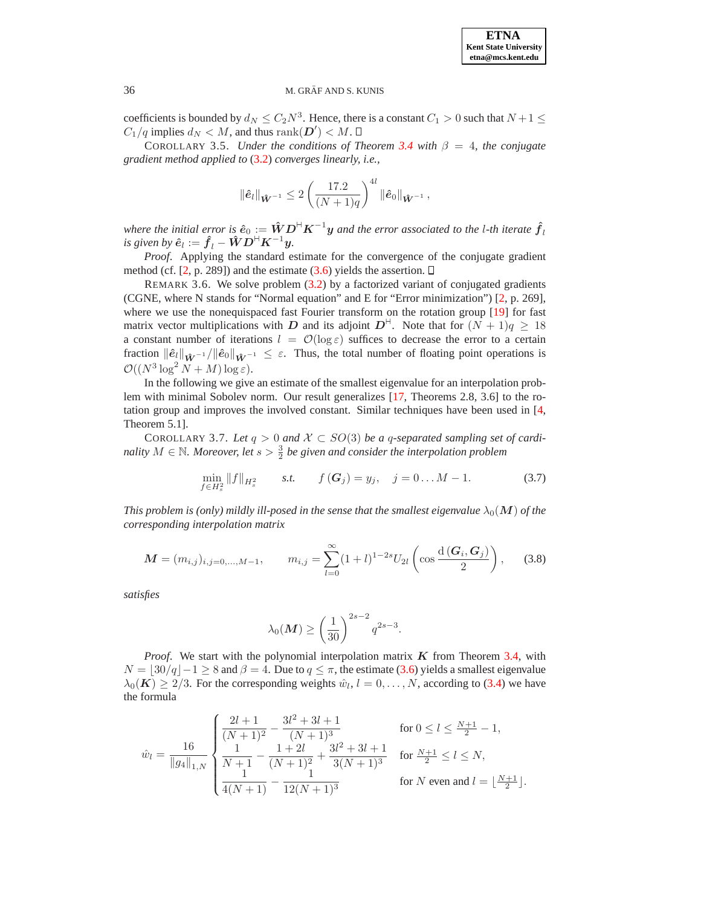coefficients is bounded by $d_N \leq C_2 N^3$. Hence, there is a constant $C_1 > 0$ such that $N+1 \leq C_1/q$ implies $d_N < M$, and thus $\operatorname{rank}(\boldsymbol{D}') < M$. □

COROLLARY 3.5. *Under the conditions of Theorem 3.4 with $\beta = 4$, the conjugate gradient method applied to (3.2) converges linearly, i.e.,*

$$\|\hat{\boldsymbol{e}}_l\|_{\hat{\boldsymbol{W}}^{-1}} \leq 2\left(\frac{17.2}{(N+1)q}\right)^{4l} \|\hat{\boldsymbol{e}}_0\|_{\hat{\boldsymbol{W}}^{-1}},$$

*where the initial error is $\hat{\boldsymbol{e}}_0 := \hat{\boldsymbol{W}}\boldsymbol{D}^{\mathsf{H}}\boldsymbol{K}^{-1}\boldsymbol{y}$ and the error associated to the $l$-th iterate $\hat{\boldsymbol{f}}_l$ is given by $\hat{\boldsymbol{e}}_l := \hat{\boldsymbol{f}}_l - \hat{\boldsymbol{W}}\boldsymbol{D}^{\mathsf{H}}\boldsymbol{K}^{-1}\boldsymbol{y}$.*

*Proof.* Applying the standard estimate for the convergence of the conjugate gradient method (cf. [2, p. 289]) and the estimate (3.6) yields the assertion. □

REMARK 3.6. We solve problem (3.2) by a factorized variant of conjugated gradients (CGNE, where N stands for "Normal equation" and E for "Error minimization") [2, p. 269], where we use the nonequispaced fast Fourier transform on the rotation group [19] for fast matrix vector multiplications with $\boldsymbol{D}$ and its adjoint $\boldsymbol{D}^{\mathsf{H}}$. Note that for $(N+1)q \geq 18$ a constant number of iterations $l = \mathcal{O}(\log \varepsilon)$ suffices to decrease the error to a certain fraction $\|\hat{\boldsymbol{e}}_l\|_{\hat{\boldsymbol{W}}^{-1}}/\|\hat{\boldsymbol{e}}_0\|_{\hat{\boldsymbol{W}}^{-1}} \leq \varepsilon$. Thus, the total number of floating point operations is $\mathcal{O}((N^3 \log^2 N + M)\log \varepsilon)$.

In the following we give an estimate of the smallest eigenvalue for an interpolation problem with minimal Sobolev norm. Our result generalizes [17, Theorems 2.8, 3.6] to the rotation group and improves the involved constant. Similar techniques have been used in [4, Theorem 5.1].

COROLLARY 3.7. *Let $q > 0$ and $\mathcal{X} \subset SO(3)$ be a $q$-separated sampling set of cardinality $M \in \mathbb{N}$. Moreover, let $s > \frac{3}{2}$ be given and consider the interpolation problem*

$$\min_{f \in H_s^2} \|f\|_{H_s^2} \qquad \text{s.t.} \qquad f(\boldsymbol{G}_j) = y_j, \quad j = 0 \ldots M-1. \tag{3.7}$$

*This problem is (only) mildly ill-posed in the sense that the smallest eigenvalue $\lambda_0(\boldsymbol{M})$ of the corresponding interpolation matrix*

$$\boldsymbol{M} = (m_{i,j})_{i,j=0,\ldots,M-1}, \qquad m_{i,j} = \sum_{l=0}^{\infty}(1+l)^{1-2s} U_{2l}\left(\cos\frac{\mathrm{d}(\boldsymbol{G}_i, \boldsymbol{G}_j)}{2}\right), \tag{3.8}$$

*satisfies*

$$\lambda_0(\boldsymbol{M}) \geq \left(\frac{1}{30}\right)^{2s-2} q^{2s-3}.$$

*Proof.* We start with the polynomial interpolation matrix $\boldsymbol{K}$ from Theorem 3.4, with $N = \lfloor 30/q \rfloor - 1 \geq 8$ and $\beta = 4$. Due to $q \leq \pi$, the estimate (3.6) yields a smallest eigenvalue $\lambda_0(\boldsymbol{K}) \geq 2/3$. For the corresponding weights $\hat{w}_l$, $l = 0, \ldots, N$, according to (3.4) we have the formula

$$\hat{w}_l = \frac{16}{\|g_4\|_{1,N}} \begin{cases} \dfrac{2l+1}{(N+1)^2} - \dfrac{3l^2+3l+1}{(N+1)^3} & \text{for } 0 \leq l \leq \frac{N+1}{2} - 1, \\ \dfrac{1}{N+1} - \dfrac{1+2l}{(N+1)^2} + \dfrac{3l^2+3l+1}{3(N+1)^3} & \text{for } \frac{N+1}{2} \leq l \leq N, \\ \dfrac{1}{4(N+1)} - \dfrac{1}{12(N+1)^3} & \text{for } N \text{ even and } l = \lfloor \frac{N+1}{2} \rfloor. \end{cases}$$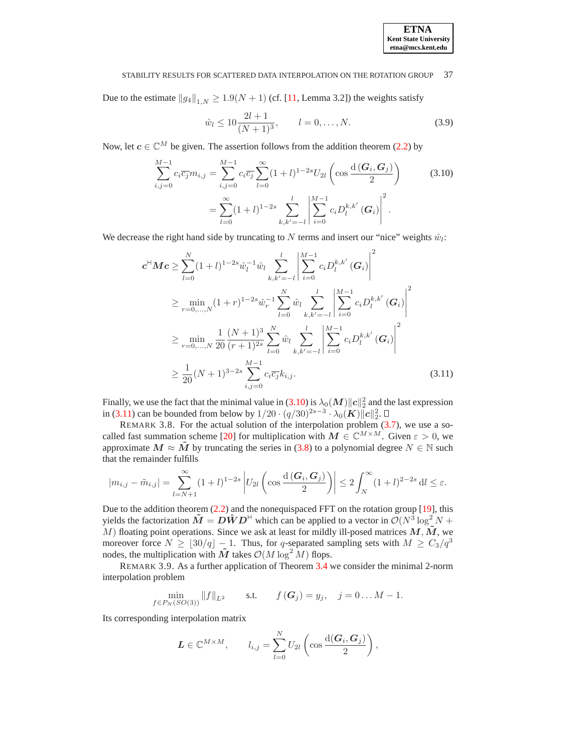Due to the estimate $\|g_4\|_{1,N} \geq 1.9(N+1)$ (cf. [11, Lemma 3.2]) the weights satisfy

$$\hat{w}_l \leq 10 \frac{2l+1}{(N+1)^3}, \qquad l = 0, \ldots, N. \tag{3.9}$$

Now, let $\boldsymbol{c} \in \mathbb{C}^M$ be given. The assertion follows from the addition theorem (2.2) by

$$\begin{aligned}\sum_{i,j=0}^{M-1} c_i \overline{c_j} m_{i,j} &= \sum_{i,j=0}^{M-1} c_i \overline{c_j} \sum_{l=0}^{\infty} (1+l)^{1-2s} U_{2l}\left(\cos \frac{\mathrm{d}\left(\boldsymbol{G}_i, \boldsymbol{G}_j\right)}{2}\right) \\ &= \sum_{l=0}^{\infty} (1+l)^{1-2s} \sum_{k,k'=-l}^{l} \left| \sum_{i=0}^{M-1} c_i D_l^{k,k'}\left(\boldsymbol{G}_i\right) \right|^2.\end{aligned} \tag{3.10}$$

We decrease the right hand side by truncating to $N$ terms and insert our "nice" weights $\hat{w}_l$:

$$\begin{aligned}\boldsymbol{c}^{\mathsf{H}} \boldsymbol{M} \boldsymbol{c} &\geq \sum_{l=0}^{N} (1+l)^{1-2s} \hat{w}_l^{-1} \hat{w}_l \sum_{k,k'=-l}^{l} \left| \sum_{i=0}^{M-1} c_i D_l^{k,k'}\left(\boldsymbol{G}_i\right) \right|^2 \\ &\geq \min_{r=0,\ldots,N} (1+r)^{1-2s} \hat{w}_r^{-1} \sum_{l=0}^{N} \hat{w}_l \sum_{k,k'=-l}^{l} \left| \sum_{i=0}^{M-1} c_i D_l^{k,k'}\left(\boldsymbol{G}_i\right) \right|^2 \\ &\geq \min_{r=0,\ldots,N} \frac{1}{20} \frac{(N+1)^3}{(r+1)^{2s}} \sum_{l=0}^{N} \hat{w}_l \sum_{k,k'=-l}^{l} \left| \sum_{i=0}^{M-1} c_i D_l^{k,k'}\left(\boldsymbol{G}_i\right) \right|^2 \\ &\geq \frac{1}{20} (N+1)^{3-2s} \sum_{i,j=0}^{M-1} c_i \overline{c_j} k_{i,j}.\end{aligned} \tag{3.11}$$

Finally, we use the fact that the minimal value in (3.10) is $\lambda_0(\boldsymbol{M})\|\boldsymbol{c}\|_2^2$ and the last expression in (3.11) can be bounded from below by $1/20 \cdot (q/30)^{2s-3} \cdot \lambda_0(\boldsymbol{K})\|\boldsymbol{c}\|_2^2$. $\square$

REMARK 3.8. For the actual solution of the interpolation problem (3.7), we use a so-called fast summation scheme [20] for multiplication with $\boldsymbol{M} \in \mathbb{C}^{M \times M}$. Given $\varepsilon > 0$, we approximate $\boldsymbol{M} \approx \tilde{\boldsymbol{M}}$ by truncating the series in (3.8) to a polynomial degree $N \in \mathbb{N}$ such that the remainder fulfills

$$|m_{i,j} - \tilde{m}_{i,j}| = \sum_{l=N+1}^{\infty} (1+l)^{1-2s} \left| U_{2l}\left(\cos \frac{\mathrm{d}\left(\boldsymbol{G}_i, \boldsymbol{G}_j\right)}{2}\right) \right| \leq 2 \int_N^{\infty} (1+l)^{2-2s} \, \mathrm{d}l \leq \varepsilon.$$

Due to the addition theorem (2.2) and the nonequispaced FFT on the rotation group [19], this yields the factorization $\tilde{\boldsymbol{M}} = \boldsymbol{D} \hat{\boldsymbol{W}} \boldsymbol{D}^{\mathsf{H}}$ which can be applied to a vector in $\mathcal{O}(N^3 \log^2 N + M)$ floating point operations. Since we ask at least for mildly ill-posed matrices $\boldsymbol{M}, \tilde{\boldsymbol{M}}$, we moreover force $N \geq \lfloor 30/q \rfloor - 1$. Thus, for $q$-separated sampling sets with $M \geq C_3/q^3$ nodes, the multiplication with $\tilde{\boldsymbol{M}}$ takes $\mathcal{O}(M \log^2 M)$ flops.

REMARK 3.9. As a further application of Theorem 3.4 we consider the minimal 2-norm interpolation problem

$$\min_{f \in P_N(SO(3))} \|f\|_{L^2} \qquad \text{s.t.} \qquad f\left(\boldsymbol{G}_j\right) = y_j, \quad j = 0 \ldots M-1.$$

Its corresponding interpolation matrix

$$\boldsymbol{L} \in \mathbb{C}^{M \times M}, \qquad l_{i,j} = \sum_{l=0}^{N} U_{2l}\left(\cos \frac{\mathrm{d}(\boldsymbol{G}_i, \boldsymbol{G}_j)}{2}\right),$$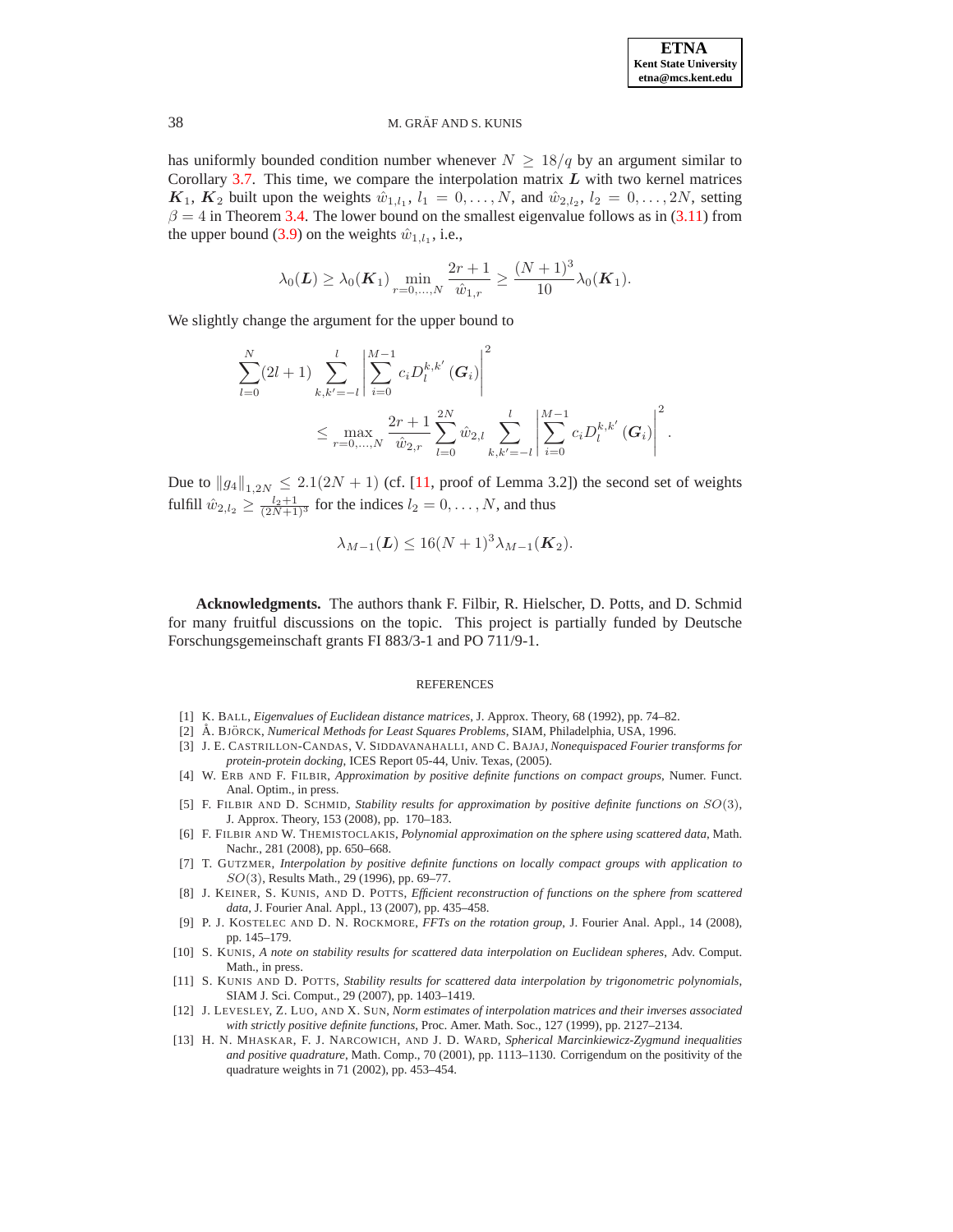has uniformly bounded condition number whenever $N \geq 18/q$ by an argument similar to Corollary 3.7. This time, we compare the interpolation matrix $\boldsymbol{L}$ with two kernel matrices $\boldsymbol{K}_1$, $\boldsymbol{K}_2$ built upon the weights $\hat{w}_{1,l_1}$, $l_1 = 0, \ldots, N$, and $\hat{w}_{2,l_2}$, $l_2 = 0, \ldots, 2N$, setting $\beta = 4$ in Theorem 3.4. The lower bound on the smallest eigenvalue follows as in (3.11) from the upper bound (3.9) on the weights $\hat{w}_{1,l_1}$, i.e.,

$$\lambda_0(\boldsymbol{L}) \geq \lambda_0(\boldsymbol{K}_1) \min_{r=0,\ldots,N} \frac{2r+1}{\hat{w}_{1,r}} \geq \frac{(N+1)^3}{10} \lambda_0(\boldsymbol{K}_1).$$

We slightly change the argument for the upper bound to

$$\sum_{l=0}^{N} (2l+1) \sum_{k,k'=-l}^{l} \left| \sum_{i=0}^{M-1} c_i D_l^{k,k'}(\boldsymbol{G}_i) \right|^2 \leq \max_{r=0,\ldots,N} \frac{2r+1}{\hat{w}_{2,r}} \sum_{l=0}^{2N} \hat{w}_{2,l} \sum_{k,k'=-l}^{l} \left| \sum_{i=0}^{M-1} c_i D_l^{k,k'}(\boldsymbol{G}_i) \right|^2.$$

Due to $\|g_4\|_{1,2N} \leq 2.1(2N+1)$ (cf. [11, proof of Lemma 3.2]) the second set of weights fulfill $\hat{w}_{2,l_2} \geq \frac{l_2+1}{(2N+1)^3}$ for the indices $l_2 = 0, \ldots, N$, and thus

$$\lambda_{M-1}(\boldsymbol{L}) \leq 16(N+1)^3 \lambda_{M-1}(\boldsymbol{K}_2).$$

**Acknowledgments.** The authors thank F. Filbir, R. Hielscher, D. Potts, and D. Schmid for many fruitful discussions on the topic. This project is partially funded by Deutsche Forschungsgemeinschaft grants FI 883/3-1 and PO 711/9-1.

## REFERENCES

[1] K. Ball, *Eigenvalues of Euclidean distance matrices*, J. Approx. Theory, 68 (1992), pp. 74–82.

[2] Å. Björck, *Numerical Methods for Least Squares Problems*, SIAM, Philadelphia, USA, 1996.

[3] J. E. Castrillon-Candas, V. Siddavanahalli, and C. Bajaj, *Nonequispaced Fourier transforms for protein-protein docking*, ICES Report 05-44, Univ. Texas, (2005).

[4] W. Erb and F. Filbir, *Approximation by positive definite functions on compact groups*, Numer. Funct. Anal. Optim., in press.

[5] F. Filbir and D. Schmid, *Stability results for approximation by positive definite functions on $SO(3)$*, J. Approx. Theory, 153 (2008), pp. 170–183.

[6] F. Filbir and W. Themistoclakis, *Polynomial approximation on the sphere using scattered data*, Math. Nachr., 281 (2008), pp. 650–668.

[7] T. Gutzmer, *Interpolation by positive definite functions on locally compact groups with application to $SO(3)$*, Results Math., 29 (1996), pp. 69–77.

[8] J. Keiner, S. Kunis, and D. Potts, *Efficient reconstruction of functions on the sphere from scattered data*, J. Fourier Anal. Appl., 13 (2007), pp. 435–458.

[9] P. J. Kostelec and D. N. Rockmore, *FFTs on the rotation group*, J. Fourier Anal. Appl., 14 (2008), pp. 145–179.

[10] S. Kunis, *A note on stability results for scattered data interpolation on Euclidean spheres*, Adv. Comput. Math., in press.

[11] S. Kunis and D. Potts, *Stability results for scattered data interpolation by trigonometric polynomials*, SIAM J. Sci. Comput., 29 (2007), pp. 1403–1419.

[12] J. Levesley, Z. Luo, and X. Sun, *Norm estimates of interpolation matrices and their inverses associated with strictly positive definite functions*, Proc. Amer. Math. Soc., 127 (1999), pp. 2127–2134.

[13] H. N. Mhaskar, F. J. Narcowich, and J. D. Ward, *Spherical Marcinkiewicz-Zygmund inequalities and positive quadrature*, Math. Comp., 70 (2001), pp. 1113–1130. Corrigendum on the positivity of the quadrature weights in 71 (2002), pp. 453–454.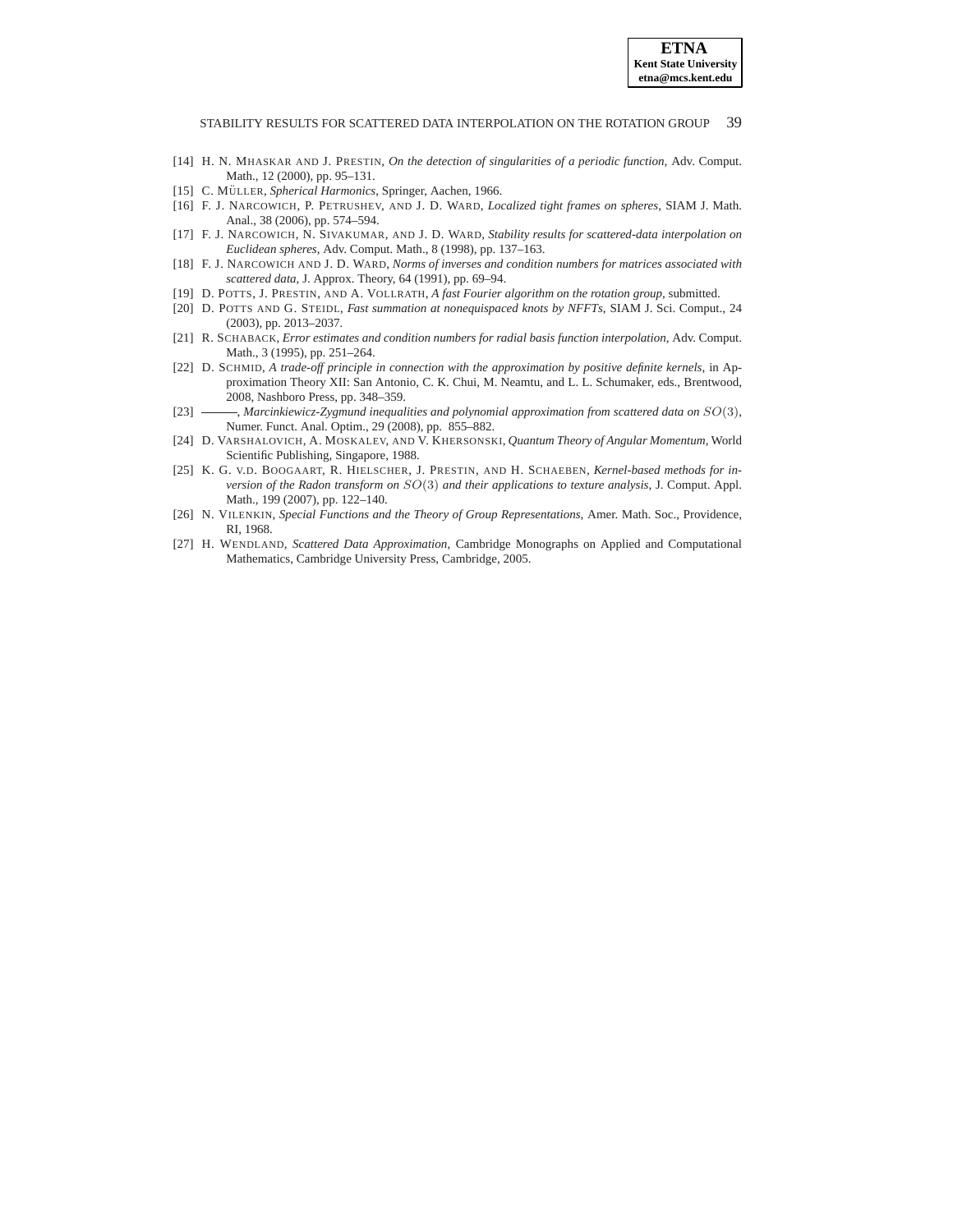[14] H. N. Mhaskar and J. Prestin, *On the detection of singularities of a periodic function*, Adv. Comput. Math., 12 (2000), pp. 95–131.

[15] C. Müller, *Spherical Harmonics*, Springer, Aachen, 1966.

[16] F. J. Narcowich, P. Petrushev, and J. D. Ward, *Localized tight frames on spheres*, SIAM J. Math. Anal., 38 (2006), pp. 574–594.

[17] F. J. Narcowich, N. Sivakumar, and J. D. Ward, *Stability results for scattered-data interpolation on Euclidean spheres*, Adv. Comput. Math., 8 (1998), pp. 137–163.

[18] F. J. Narcowich and J. D. Ward, *Norms of inverses and condition numbers for matrices associated with scattered data*, J. Approx. Theory, 64 (1991), pp. 69–94.

[19] D. Potts, J. Prestin, and A. Vollrath, *A fast Fourier algorithm on the rotation group*, submitted.

[20] D. Potts and G. Steidl, *Fast summation at nonequispaced knots by NFFTs*, SIAM J. Sci. Comput., 24 (2003), pp. 2013–2037.

[21] R. Schaback, *Error estimates and condition numbers for radial basis function interpolation*, Adv. Comput. Math., 3 (1995), pp. 251–264.

[22] D. Schmid, *A trade-off principle in connection with the approximation by positive definite kernels*, in Approximation Theory XII: San Antonio, C. K. Chui, M. Neamtu, and L. L. Schumaker, eds., Brentwood, 2008, Nashboro Press, pp. 348–359.

[23] ———, *Marcinkiewicz-Zygmund inequalities and polynomial approximation from scattered data on $SO(3)$*, Numer. Funct. Anal. Optim., 29 (2008), pp. 855–882.

[24] D. Varshalovich, A. Moskalev, and V. Khersonski, *Quantum Theory of Angular Momentum*, World Scientific Publishing, Singapore, 1988.

[25] K. G. v.d. Boogaart, R. Hielscher, J. Prestin, and H. Schaeben, *Kernel-based methods for inversion of the Radon transform on $SO(3)$ and their applications to texture analysis*, J. Comput. Appl. Math., 199 (2007), pp. 122–140.

[26] N. Vilenkin, *Special Functions and the Theory of Group Representations*, Amer. Math. Soc., Providence, RI, 1968.

[27] H. Wendland, *Scattered Data Approximation*, Cambridge Monographs on Applied and Computational Mathematics, Cambridge University Press, Cambridge, 2005.